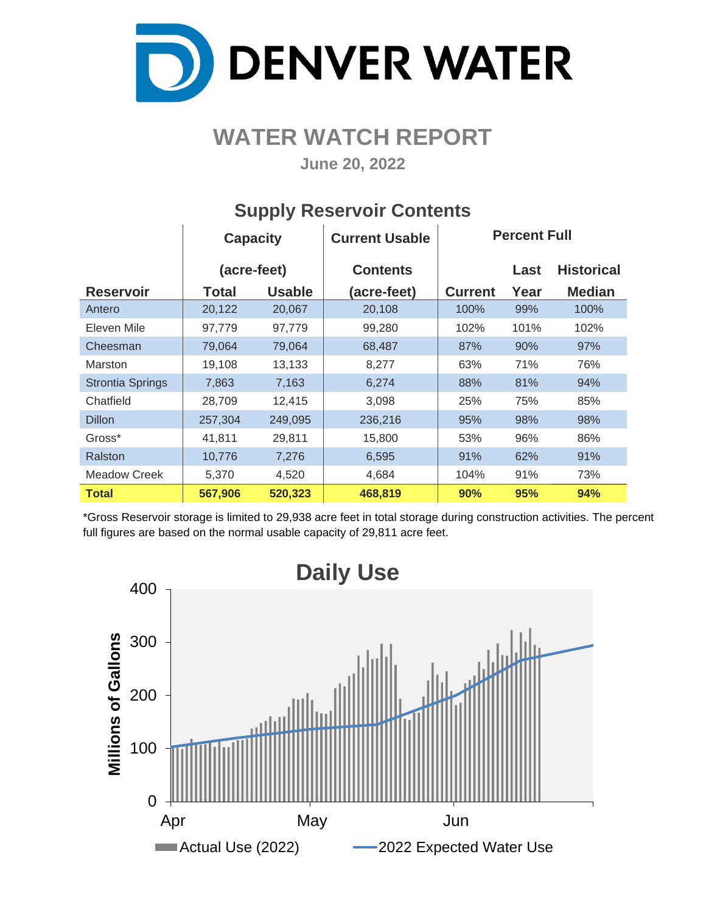# DENVER WATER

## WATER WATCH REPORT

**June 20, 2022**

### Supply Reservoir Contents

| Reservoir | Capacity (acre-feet) Total | Capacity (acre-feet) Usable | Current Usable Contents (acre-feet) | Percent Full Current | Percent Full Last Year | Percent Full Historical Median |
|---|---|---|---|---|---|---|
| Antero | 20,122 | 20,067 | 20,108 | 100% | 99% | 100% |
| Eleven Mile | 97,779 | 97,779 | 99,280 | 102% | 101% | 102% |
| Cheesman | 79,064 | 79,064 | 68,487 | 87% | 90% | 97% |
| Marston | 19,108 | 13,133 | 8,277 | 63% | 71% | 76% |
| Strontia Springs | 7,863 | 7,163 | 6,274 | 88% | 81% | 94% |
| Chatfield | 28,709 | 12,415 | 3,098 | 25% | 75% | 85% |
| Dillon | 257,304 | 249,095 | 236,216 | 95% | 98% | 98% |
| Gross* | 41,811 | 29,811 | 15,800 | 53% | 96% | 86% |
| Ralston | 10,776 | 7,276 | 6,595 | 91% | 62% | 91% |
| Meadow Creek | 5,370 | 4,520 | 4,684 | 104% | 91% | 73% |
| **Total** | **567,906** | **520,323** | **468,819** | **90%** | **95%** | **94%** |

*Gross Reservoir storage is limited to 29,938 acre feet in total storage during construction activities. The percent full figures are based on the normal usable capacity of 29,811 acre feet.

### Daily Use

Millions of Gallons (0–400), Apr – May – Jun

Actual Use (2022) — 2022 Expected Water Use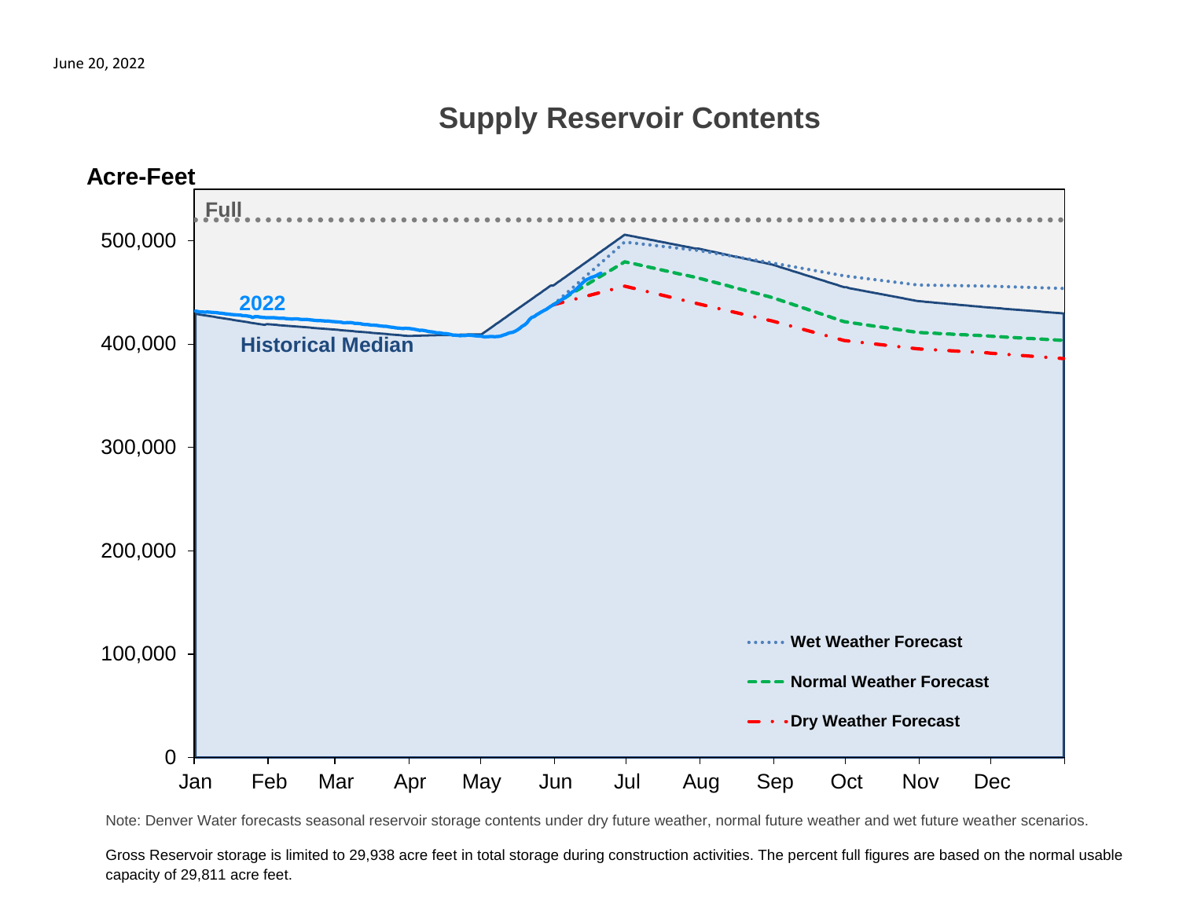June 20, 2022

# Supply Reservoir Contents

Acre-Feet

Full

2022

Historical Median

500,000
400,000
300,000
200,000
100,000
0

Jan Feb Mar Apr May Jun Jul Aug Sep Oct Nov Dec

Wet Weather Forecast

Normal Weather Forecast

Dry Weather Forecast

Note: Denver Water forecasts seasonal reservoir storage contents under dry future weather, normal future weather and wet future weather scenarios.

Gross Reservoir storage is limited to 29,938 acre feet in total storage during construction activities. The percent full figures are based on the normal usable capacity of 29,811 acre feet.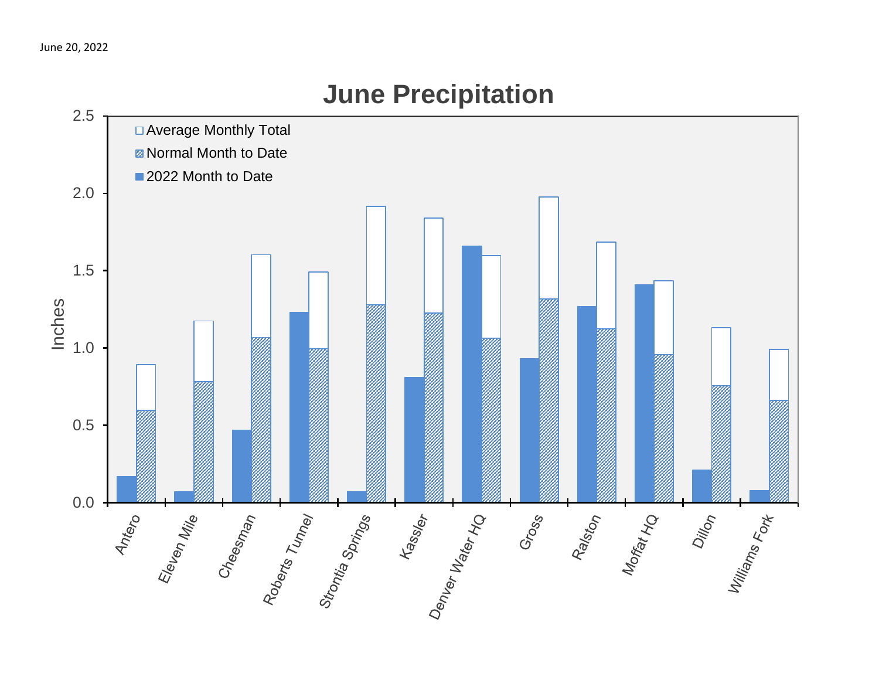June 20, 2022

# June Precipitation

| Site | 2022 Month to Date | Normal Month to Date | Average Monthly Total |
|---|---|---|---|
| Antero | 0.17 | 0.60 | 0.89 |
| Eleven Mile | 0.07 | 0.78 | 1.17 |
| Cheesman | 0.47 | 1.07 | 1.60 |
| Roberts Tunnel | 1.23 | 0.99 | 1.49 |
| Strontia Springs | 0.07 | 1.28 | 1.91 |
| Kassler | 0.81 | 1.22 | 1.84 |
| Denver Water HQ | 1.66 | 1.06 | 1.59 |
| Gross | 0.93 | 1.31 | 1.97 |
| Ralston | 1.27 | 1.12 | 1.68 |
| Moffat HQ | 1.41 | 0.95 | 1.43 |
| Dillon | 0.21 | 0.75 | 1.13 |
| Williams Fork | 0.08 | 0.66 | 0.99 |

Y-axis: Inches (0.0–2.5). Values are approximate readings from the chart.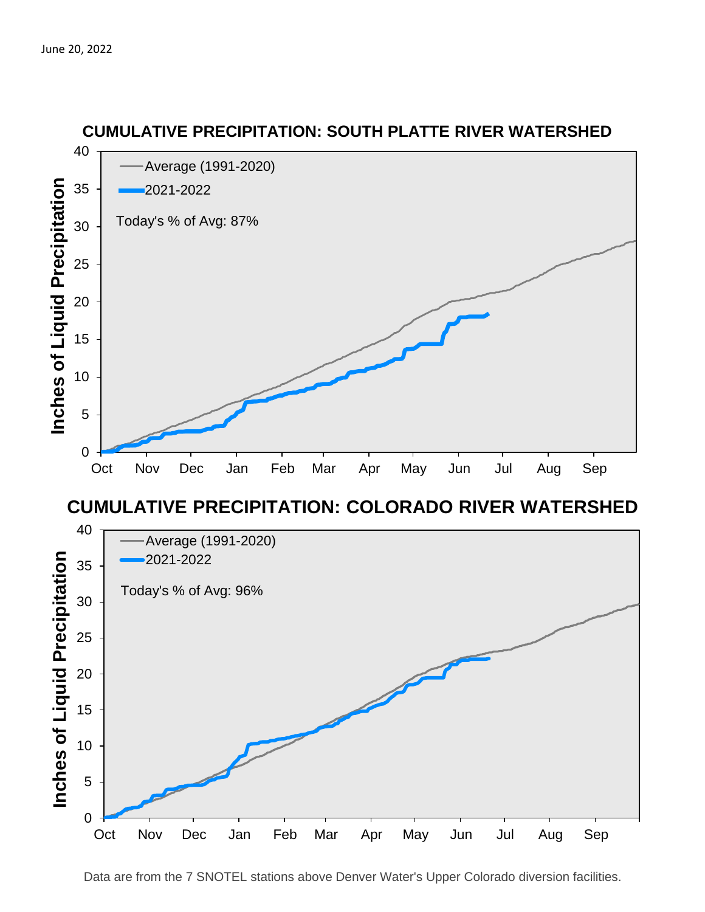June 20, 2022

## CUMULATIVE PRECIPITATION: SOUTH PLATTE RIVER WATERSHED

Average (1991-2020)

2021-2022

Today's % of Avg: 87%

## CUMULATIVE PRECIPITATION: COLORADO RIVER WATERSHED

Average (1991-2020)

2021-2022

Today's % of Avg: 96%

Data are from the 7 SNOTEL stations above Denver Water's Upper Colorado diversion facilities.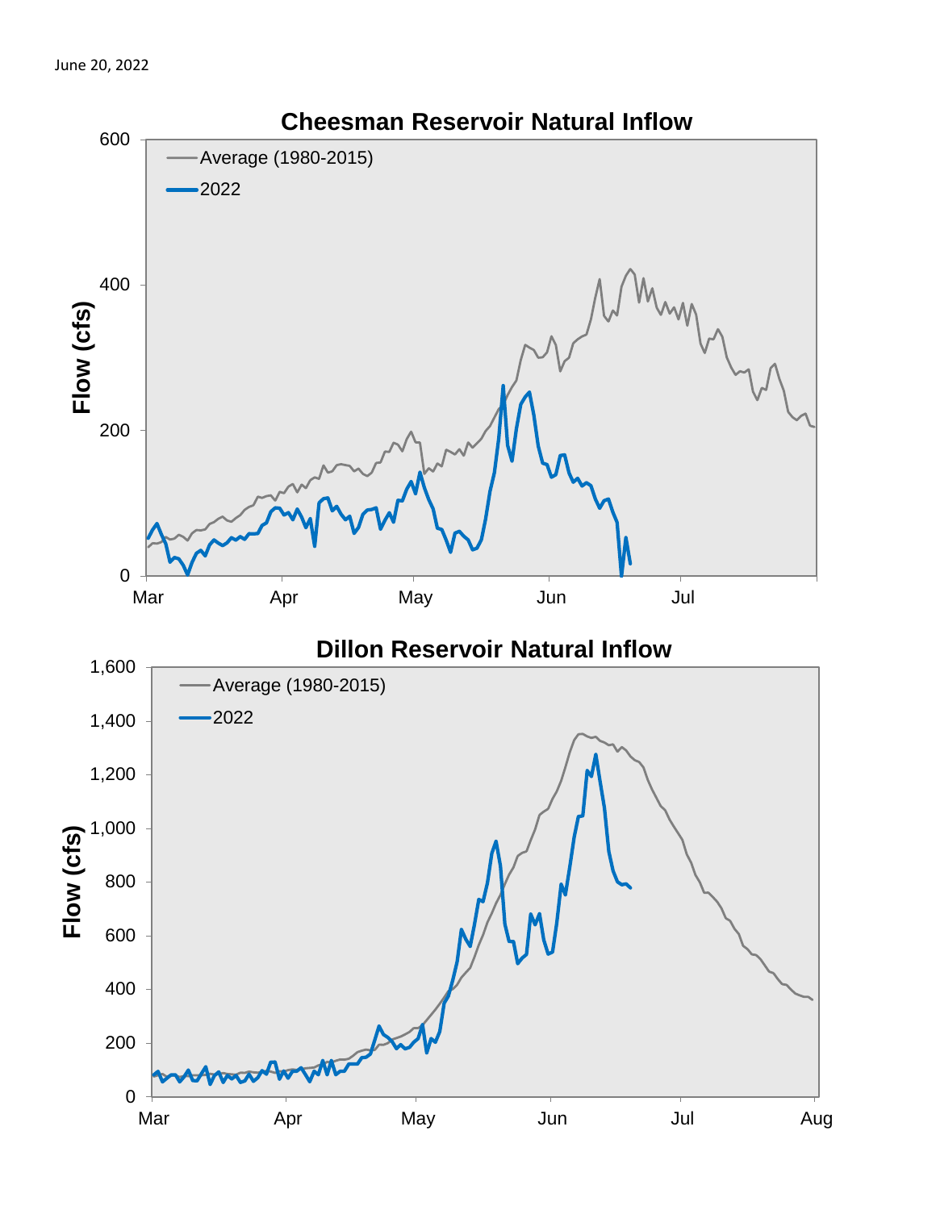June 20, 2022

## Cheesman Reservoir Natural Inflow

Flow (cfs)

Average (1980-2015)

2022

0, 200, 400, 600

Mar, Apr, May, Jun, Jul

## Dillon Reservoir Natural Inflow

Flow (cfs)

Average (1980-2015)

2022

0, 200, 400, 600, 800, 1,000, 1,200, 1,400, 1,600

Mar, Apr, May, Jun, Jul, Aug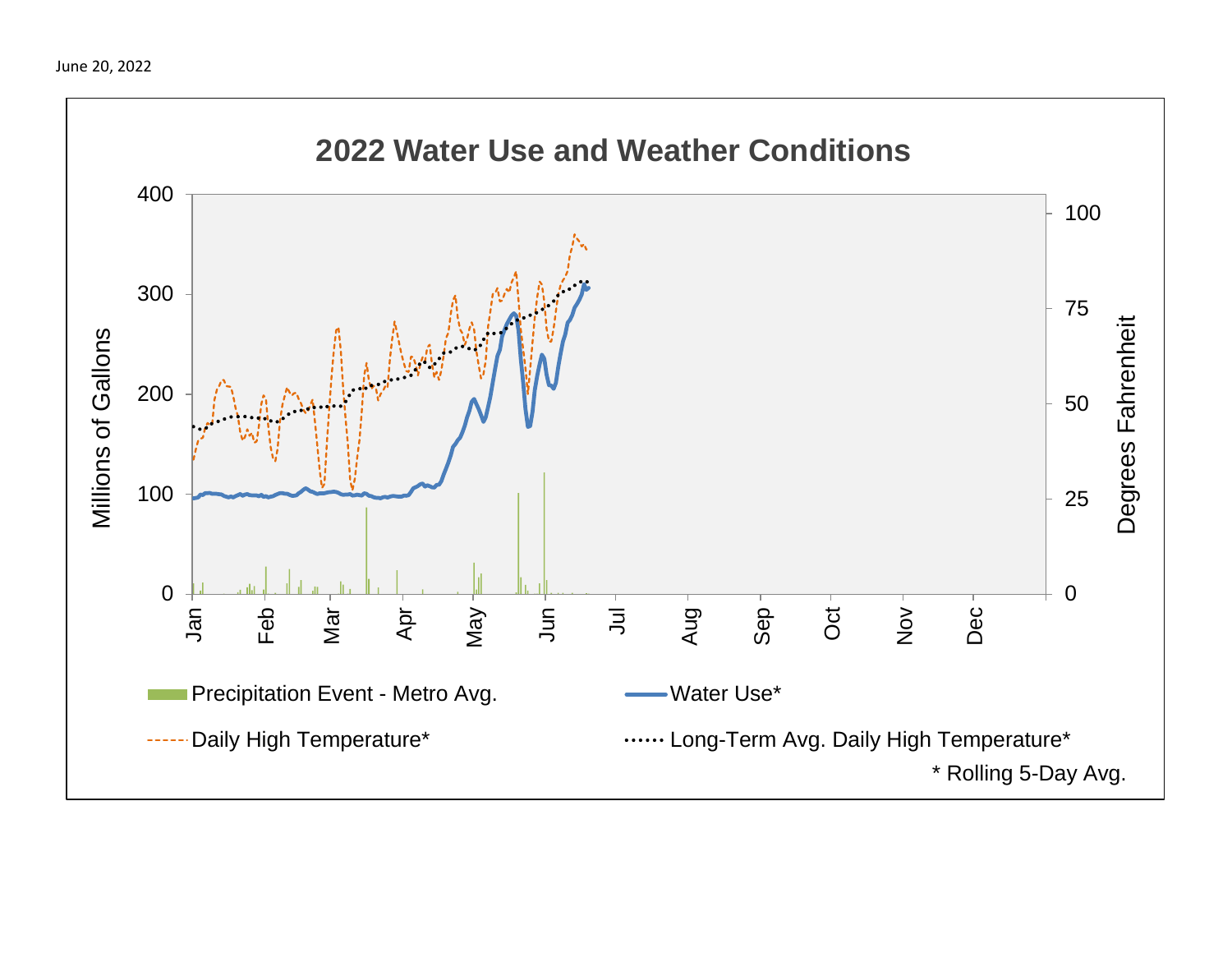June 20, 2022

## 2022 Water Use and Weather Conditions

Millions of Gallons: 0, 100, 200, 300, 400

Degrees Fahrenheit: 0, 25, 50, 75, 100

Jan, Feb, Mar, Apr, May, Jun, Jul, Aug, Sep, Oct, Nov, Dec

Precipitation Event - Metro Avg.

Water Use*

Daily High Temperature*

Long-Term Avg. Daily High Temperature*

* Rolling 5-Day Avg.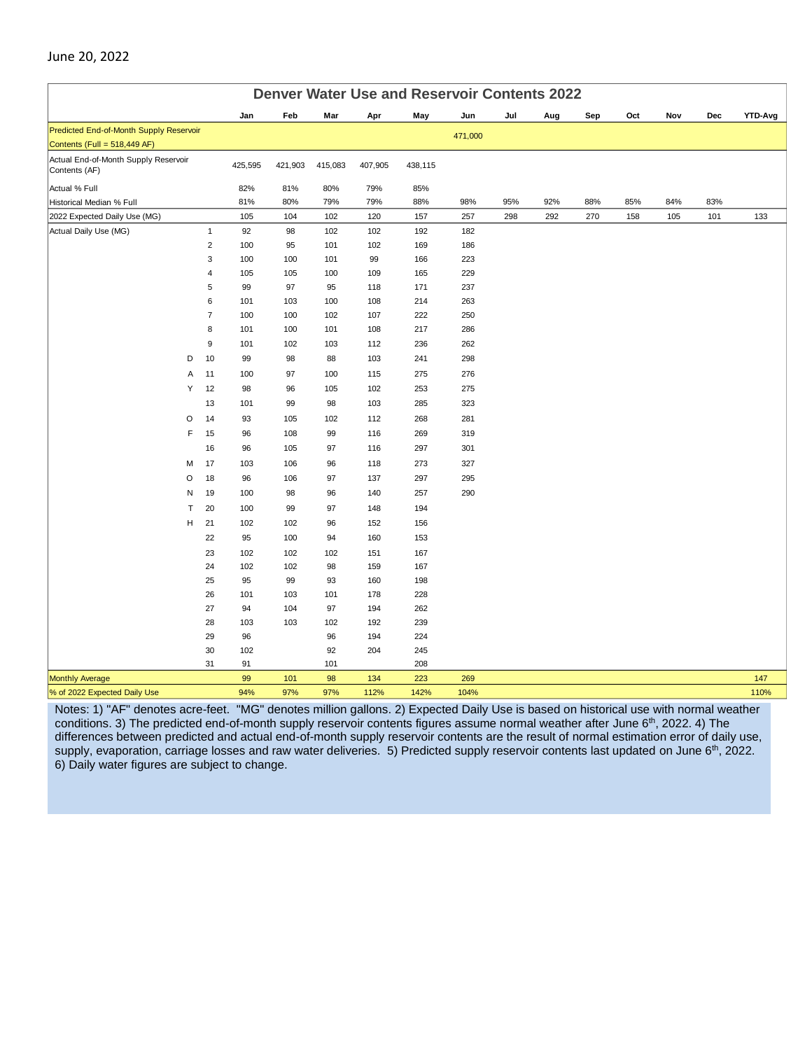June 20, 2022

# Denver Water Use and Reservoir Contents 2022

| | | Jan | Feb | Mar | Apr | May | Jun | Jul | Aug | Sep | Oct | Nov | Dec | YTD-Avg |
|---|---|---|---|---|---|---|---|---|---|---|---|---|---|---|
| Predicted End-of-Month Supply Reservoir Contents (Full = 518,449 AF) | | | | | | | 471,000 | | | | | | | |
| Actual End-of-Month Supply Reservoir Contents (AF) | | 425,595 | 421,903 | 415,083 | 407,905 | 438,115 | | | | | | | | |
| Actual % Full | | 82% | 81% | 80% | 79% | 85% | | | | | | | | |
| Historical Median % Full | | 81% | 80% | 79% | 79% | 88% | 98% | 95% | 92% | 88% | 85% | 84% | 83% | |
| 2022 Expected Daily Use (MG) | | 105 | 104 | 102 | 120 | 157 | 257 | 298 | 292 | 270 | 158 | 105 | 101 | 133 |
| Actual Daily Use (MG) | 1 | 92 | 98 | 102 | 102 | 192 | 182 | | | | | | | |
| | 2 | 100 | 95 | 101 | 102 | 169 | 186 | | | | | | | |
| | 3 | 100 | 100 | 101 | 99 | 166 | 223 | | | | | | | |
| | 4 | 105 | 105 | 100 | 109 | 165 | 229 | | | | | | | |
| | 5 | 99 | 97 | 95 | 118 | 171 | 237 | | | | | | | |
| | 6 | 101 | 103 | 100 | 108 | 214 | 263 | | | | | | | |
| | 7 | 100 | 100 | 102 | 107 | 222 | 250 | | | | | | | |
| | 8 | 101 | 100 | 101 | 108 | 217 | 286 | | | | | | | |
| | 9 | 101 | 102 | 103 | 112 | 236 | 262 | | | | | | | |
| D | 10 | 99 | 98 | 88 | 103 | 241 | 298 | | | | | | | |
| A | 11 | 100 | 97 | 100 | 115 | 275 | 276 | | | | | | | |
| Y | 12 | 98 | 96 | 105 | 102 | 253 | 275 | | | | | | | |
| | 13 | 101 | 99 | 98 | 103 | 285 | 323 | | | | | | | |
| O | 14 | 93 | 105 | 102 | 112 | 268 | 281 | | | | | | | |
| F | 15 | 96 | 108 | 99 | 116 | 269 | 319 | | | | | | | |
| | 16 | 96 | 105 | 97 | 116 | 297 | 301 | | | | | | | |
| M | 17 | 103 | 106 | 96 | 118 | 273 | 327 | | | | | | | |
| O | 18 | 96 | 106 | 97 | 137 | 297 | 295 | | | | | | | |
| N | 19 | 100 | 98 | 96 | 140 | 257 | 290 | | | | | | | |
| T | 20 | 100 | 99 | 97 | 148 | 194 | | | | | | | | |
| H | 21 | 102 | 102 | 96 | 152 | 156 | | | | | | | | |
| | 22 | 95 | 100 | 94 | 160 | 153 | | | | | | | | |
| | 23 | 102 | 102 | 102 | 151 | 167 | | | | | | | | |
| | 24 | 102 | 102 | 98 | 159 | 167 | | | | | | | | |
| | 25 | 95 | 99 | 93 | 160 | 198 | | | | | | | | |
| | 26 | 101 | 103 | 101 | 178 | 228 | | | | | | | | |
| | 27 | 94 | 104 | 97 | 194 | 262 | | | | | | | | |
| | 28 | 103 | 103 | 102 | 192 | 239 | | | | | | | | |
| | 29 | 96 | | 96 | 194 | 224 | | | | | | | | |
| | 30 | 102 | | 92 | 204 | 245 | | | | | | | | |
| | 31 | 91 | | 101 | | 208 | | | | | | | | |
| Monthly Average | | 99 | 101 | 98 | 134 | 223 | 269 | | | | | | | 147 |
| % of 2022 Expected Daily Use | | 94% | 97% | 97% | 112% | 142% | 104% | | | | | | | 110% |

Notes: 1) "AF" denotes acre-feet. "MG" denotes million gallons. 2) Expected Daily Use is based on historical use with normal weather conditions. 3) The predicted end-of-month supply reservoir contents figures assume normal weather after June 6th, 2022. 4) The differences between predicted and actual end-of-month supply reservoir contents are the result of normal estimation error of daily use, supply, evaporation, carriage losses and raw water deliveries. 5) Predicted supply reservoir contents last updated on June 6th, 2022. 6) Daily water figures are subject to change.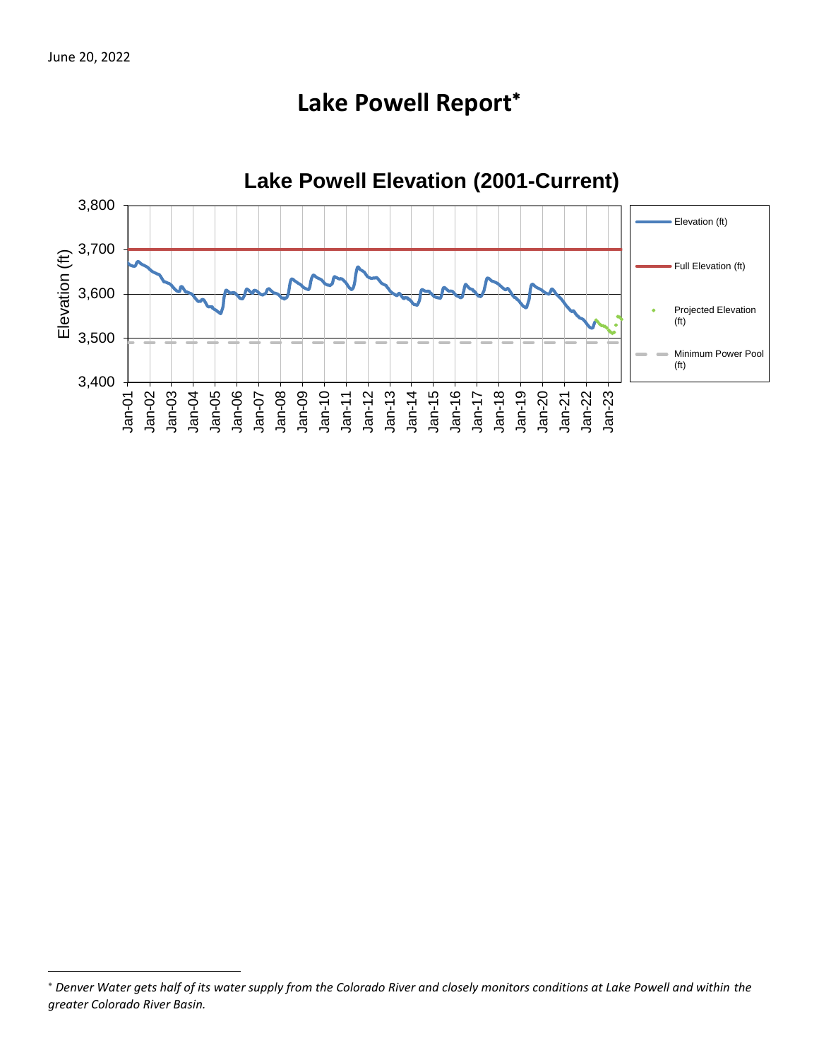June 20, 2022

# Lake Powell Report*

Lake Powell Elevation (2001-Current)

Elevation (ft)

3,800
3,700
3,600
3,500
3,400

Jan-01 Jan-02 Jan-03 Jan-04 Jan-05 Jan-06 Jan-07 Jan-08 Jan-09 Jan-10 Jan-11 Jan-12 Jan-13 Jan-14 Jan-15 Jan-16 Jan-17 Jan-18 Jan-19 Jan-20 Jan-21 Jan-22 Jan-23

Elevation (ft)
Full Elevation (ft)
Projected Elevation (ft)
Minimum Power Pool (ft)

---

* *Denver Water gets half of its water supply from the Colorado River and closely monitors conditions at Lake Powell and within the greater Colorado River Basin.*